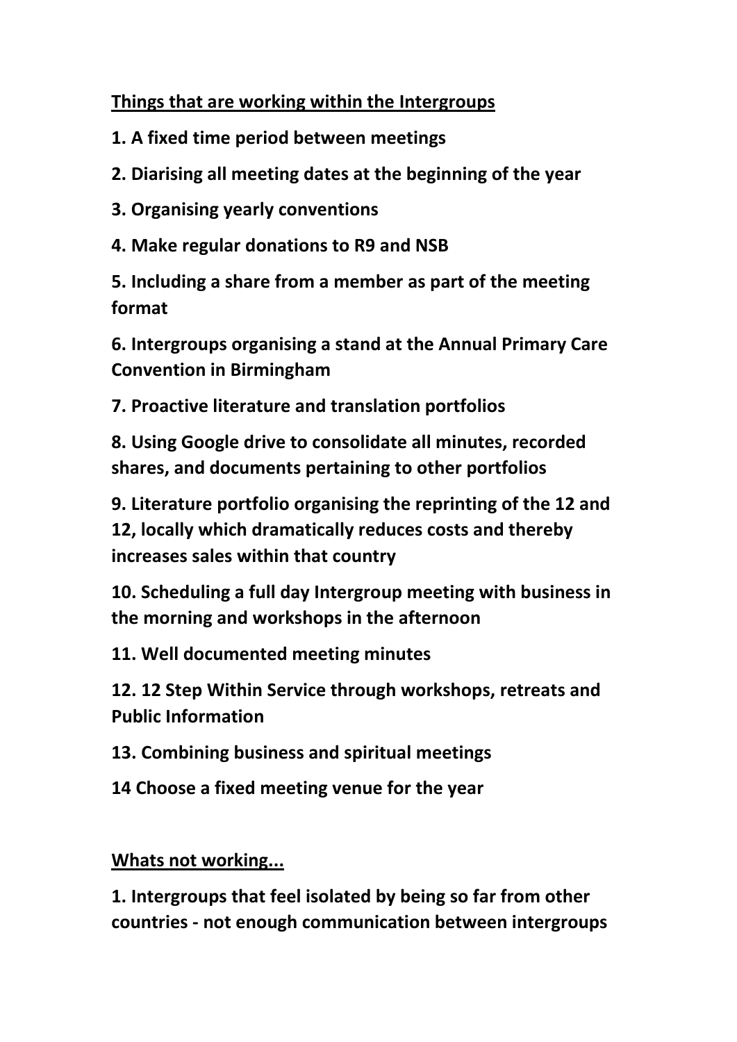**<u>Things that are working within the Intergroups</u>**

**1. A fixed time period between meetings**

**2. Diarising all meeting dates at the beginning of the year**

**3. Organising yearly conventions**

**4. Make regular donations to R9 and NSB**

**5. Including a share from a member as part of the meeting format**

**6. Intergroups organising a stand at the Annual Primary Care Convention in Birmingham**

**7. Proactive literature and translation portfolios**

**8. Using Google drive to consolidate all minutes, recorded shares, and documents pertaining to other portfolios**

**9. Literature portfolio organising the reprinting of the 12 and 12, locally which dramatically reduces costs and thereby increases sales within that country**

**10. Scheduling a full day Intergroup meeting with business in the morning and workshops in the afternoon**

**11. Well documented meeting minutes**

**12. 12 Step Within Service through workshops, retreats and Public Information**

**13. Combining business and spiritual meetings**

**14 Choose a fixed meeting venue for the year**

**<u>Whats not working...</u>**

**1. Intergroups that feel isolated by being so far from other countries - not enough communication between intergroups**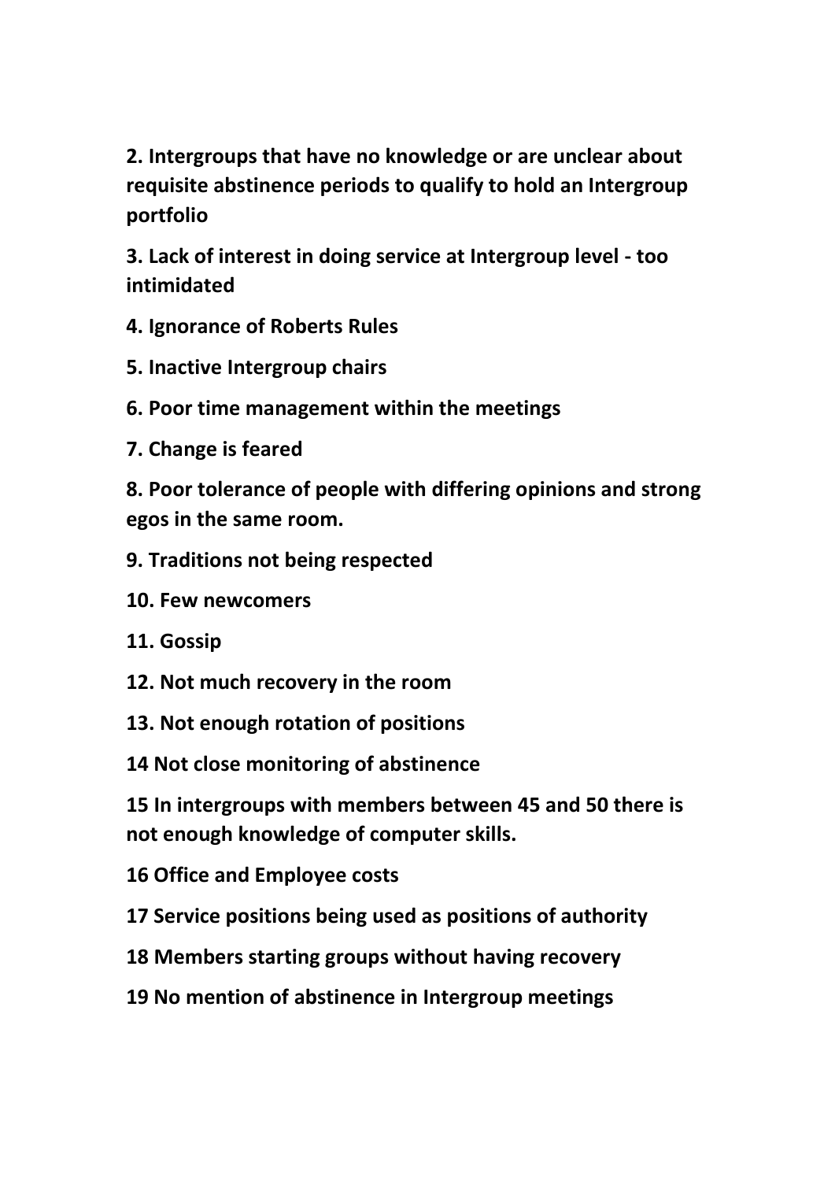**2. Intergroups that have no knowledge or are unclear about requisite abstinence periods to qualify to hold an Intergroup portfolio**

**3. Lack of interest in doing service at Intergroup level - too intimidated**

**4. Ignorance of Roberts Rules**

**5. Inactive Intergroup chairs**

**6. Poor time management within the meetings**

**7. Change is feared**

**8. Poor tolerance of people with differing opinions and strong egos in the same room.**

**9. Traditions not being respected**

**10. Few newcomers**

**11. Gossip**

**12. Not much recovery in the room**

**13. Not enough rotation of positions**

**14 Not close monitoring of abstinence**

**15 In intergroups with members between 45 and 50 there is not enough knowledge of computer skills.**

**16 Office and Employee costs**

**17 Service positions being used as positions of authority**

**18 Members starting groups without having recovery**

**19 No mention of abstinence in Intergroup meetings**